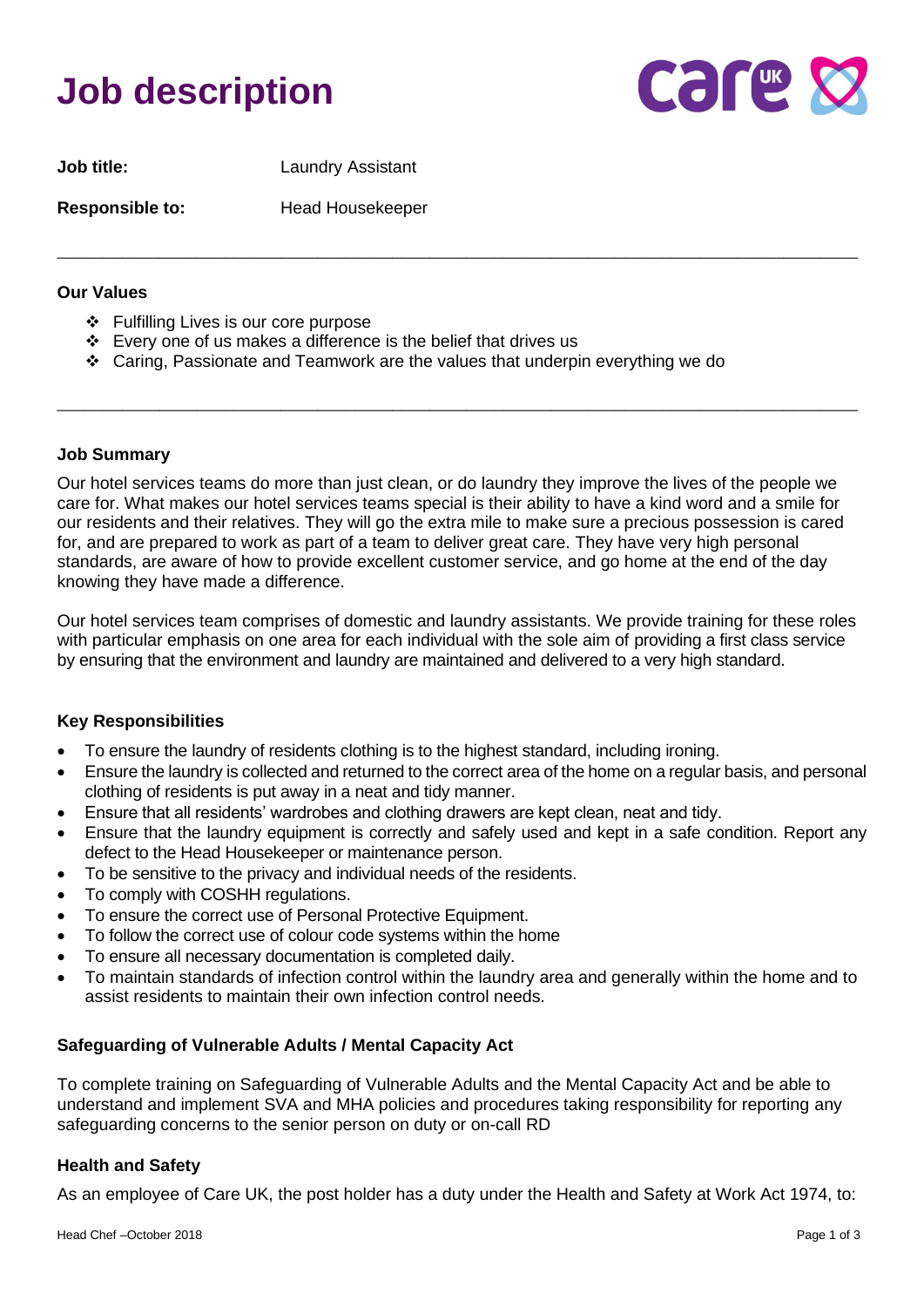# Job description

**Job title:** Laundry Assistant

**Responsible to:** Head Housekeeper

---

**Our Values**

- ❖ Fulfilling Lives is our core purpose
- ❖ Every one of us makes a difference is the belief that drives us
- ❖ Caring, Passionate and Teamwork are the values that underpin everything we do

---

**Job Summary**

Our hotel services teams do more than just clean, or do laundry they improve the lives of the people we care for. What makes our hotel services teams special is their ability to have a kind word and a smile for our residents and their relatives. They will go the extra mile to make sure a precious possession is cared for, and are prepared to work as part of a team to deliver great care. They have very high personal standards, are aware of how to provide excellent customer service, and go home at the end of the day knowing they have made a difference.

Our hotel services team comprises of domestic and laundry assistants. We provide training for these roles with particular emphasis on one area for each individual with the sole aim of providing a first class service by ensuring that the environment and laundry are maintained and delivered to a very high standard.

**Key Responsibilities**

- To ensure the laundry of residents clothing is to the highest standard, including ironing.
- Ensure the laundry is collected and returned to the correct area of the home on a regular basis, and personal clothing of residents is put away in a neat and tidy manner.
- Ensure that all residents' wardrobes and clothing drawers are kept clean, neat and tidy.
- Ensure that the laundry equipment is correctly and safely used and kept in a safe condition. Report any defect to the Head Housekeeper or maintenance person.
- To be sensitive to the privacy and individual needs of the residents.
- To comply with COSHH regulations.
- To ensure the correct use of Personal Protective Equipment.
- To follow the correct use of colour code systems within the home
- To ensure all necessary documentation is completed daily.
- To maintain standards of infection control within the laundry area and generally within the home and to assist residents to maintain their own infection control needs.

**Safeguarding of Vulnerable Adults / Mental Capacity Act**

To complete training on Safeguarding of Vulnerable Adults and the Mental Capacity Act and be able to understand and implement SVA and MHA policies and procedures taking responsibility for reporting any safeguarding concerns to the senior person on duty or on-call RD

**Health and Safety**

As an employee of Care UK, the post holder has a duty under the Health and Safety at Work Act 1974, to: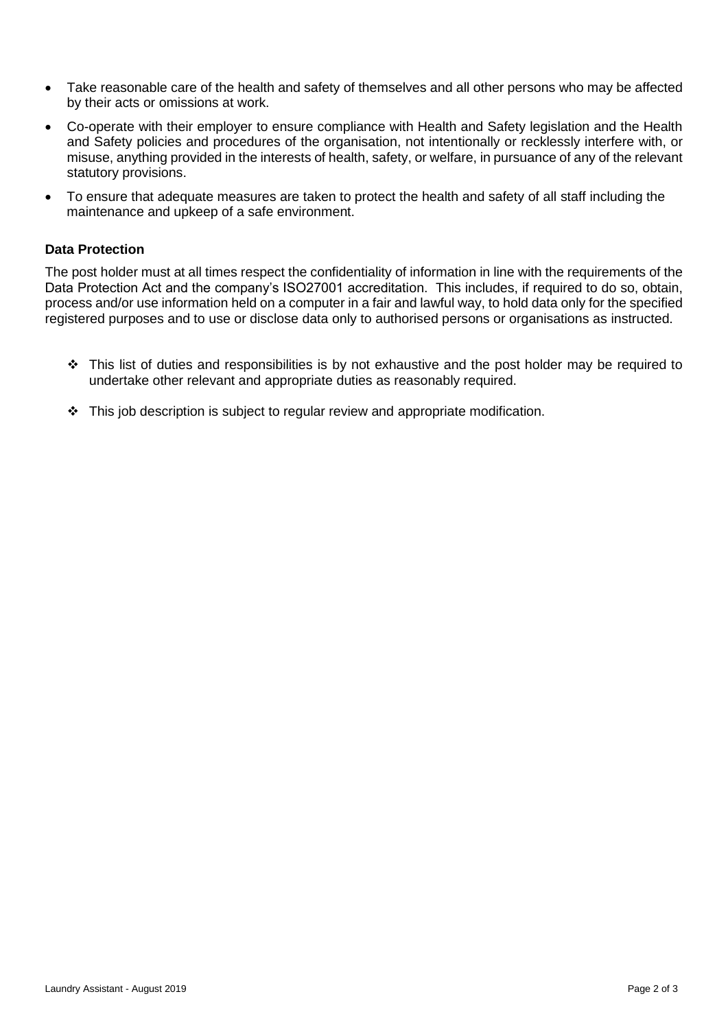- Take reasonable care of the health and safety of themselves and all other persons who may be affected by their acts or omissions at work.
- Co-operate with their employer to ensure compliance with Health and Safety legislation and the Health and Safety policies and procedures of the organisation, not intentionally or recklessly interfere with, or misuse, anything provided in the interests of health, safety, or welfare, in pursuance of any of the relevant statutory provisions.
- To ensure that adequate measures are taken to protect the health and safety of all staff including the maintenance and upkeep of a safe environment.

**Data Protection**

The post holder must at all times respect the confidentiality of information in line with the requirements of the Data Protection Act and the company's ISO27001 accreditation. This includes, if required to do so, obtain, process and/or use information held on a computer in a fair and lawful way, to hold data only for the specified registered purposes and to use or disclose data only to authorised persons or organisations as instructed.

- ❖ This list of duties and responsibilities is by not exhaustive and the post holder may be required to undertake other relevant and appropriate duties as reasonably required.
- ❖ This job description is subject to regular review and appropriate modification.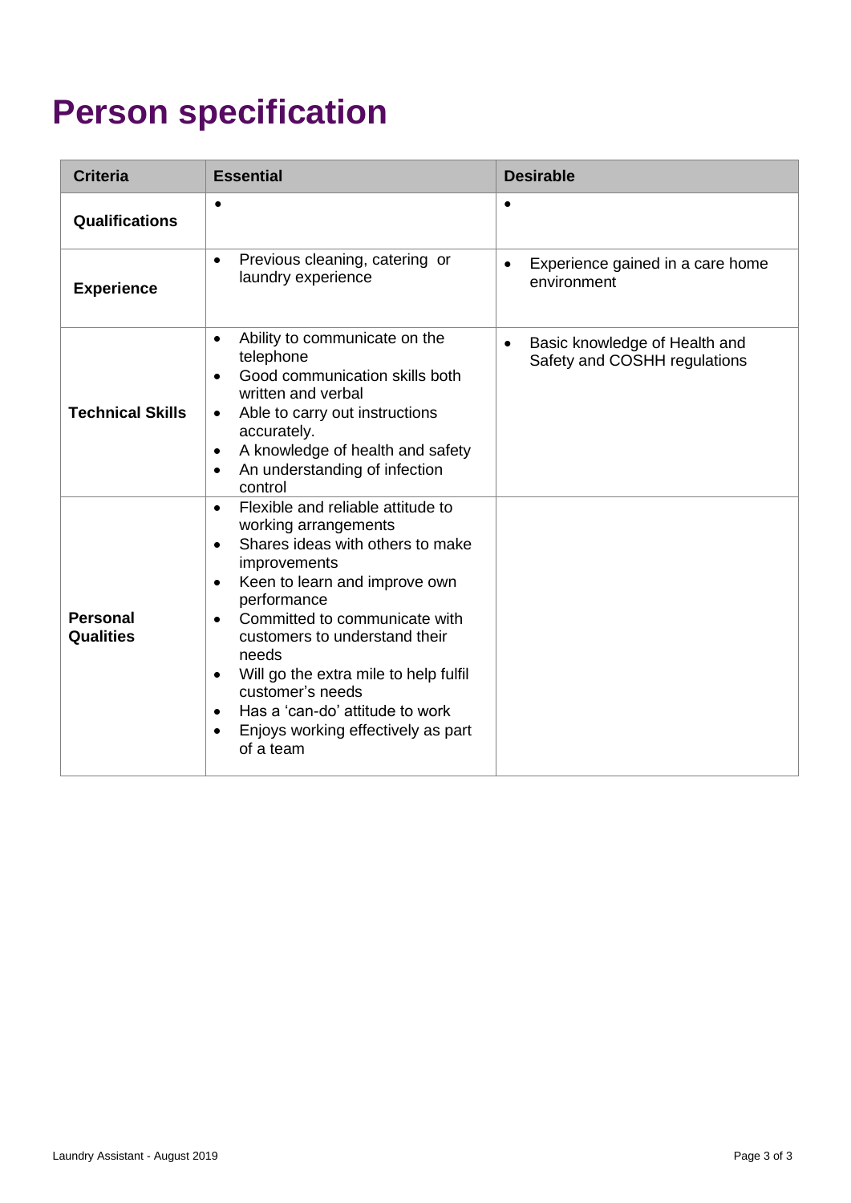# Person specification

| Criteria | Essential | Desirable |
|---|---|---|
| **Qualifications** | • | • |
| **Experience** | • Previous cleaning, catering or laundry experience | • Experience gained in a care home environment |
| **Technical Skills** | • Ability to communicate on the telephone<br>• Good communication skills both written and verbal<br>• Able to carry out instructions accurately.<br>• A knowledge of health and safety<br>• An understanding of infection control | • Basic knowledge of Health and Safety and COSHH regulations |
| **Personal Qualities** | • Flexible and reliable attitude to working arrangements<br>• Shares ideas with others to make improvements<br>• Keen to learn and improve own performance<br>• Committed to communicate with customers to understand their needs<br>• Will go the extra mile to help fulfil customer's needs<br>• Has a 'can-do' attitude to work<br>• Enjoys working effectively as part of a team | |